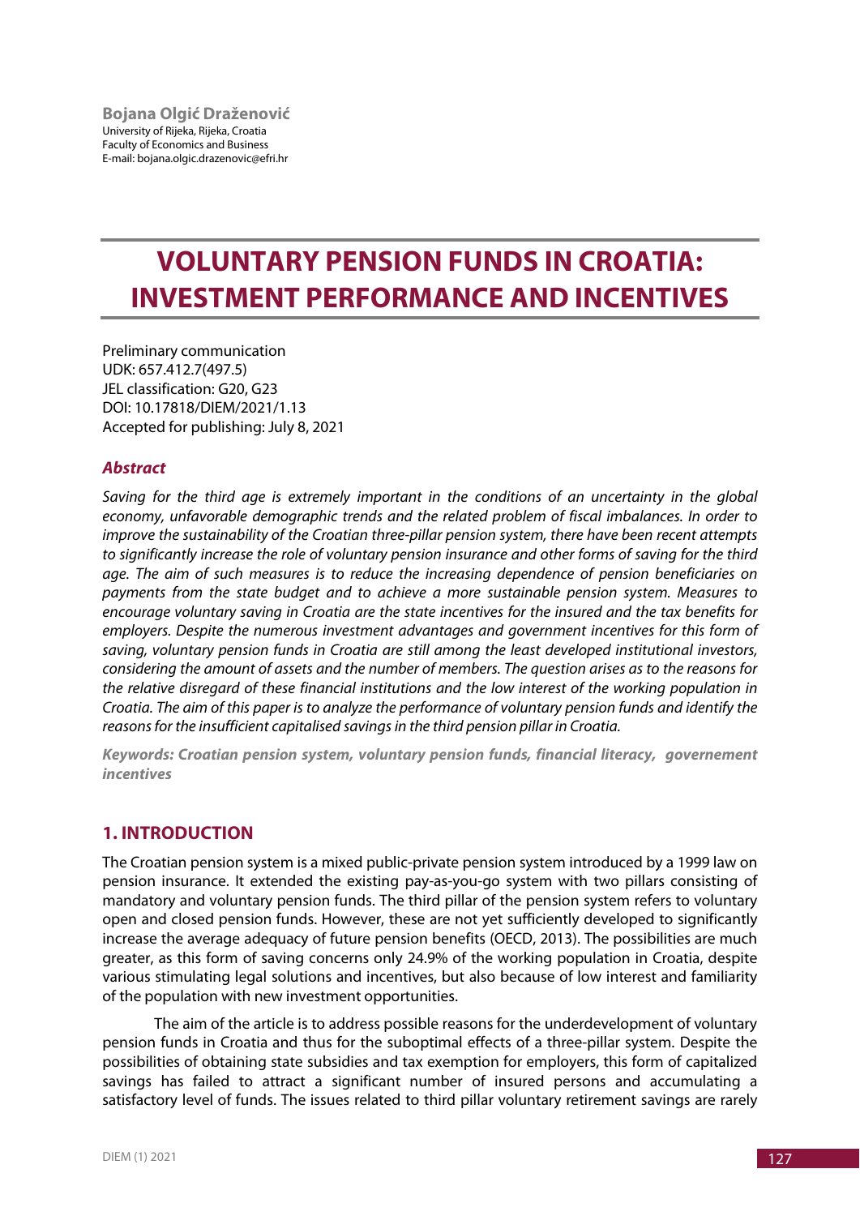**Bojana Olgić Draženović**
University of Rijeka, Rijeka, Croatia
Faculty of Economics and Business
E-mail: bojana.olgic.drazenovic@efri.hr

# VOLUNTARY PENSION FUNDS IN CROATIA: INVESTMENT PERFORMANCE AND INCENTIVES

Preliminary communication
UDK: 657.412.7(497.5)
JEL classification: G20, G23
DOI: 10.17818/DIEM/2021/1.13
Accepted for publishing: July 8, 2021

### *Abstract*

*Saving for the third age is extremely important in the conditions of an uncertainty in the global economy, unfavorable demographic trends and the related problem of fiscal imbalances. In order to improve the sustainability of the Croatian three-pillar pension system, there have been recent attempts to significantly increase the role of voluntary pension insurance and other forms of saving for the third age. The aim of such measures is to reduce the increasing dependence of pension beneficiaries on payments from the state budget and to achieve a more sustainable pension system. Measures to encourage voluntary saving in Croatia are the state incentives for the insured and the tax benefits for employers. Despite the numerous investment advantages and government incentives for this form of saving, voluntary pension funds in Croatia are still among the least developed institutional investors, considering the amount of assets and the number of members. The question arises as to the reasons for the relative disregard of these financial institutions and the low interest of the working population in Croatia. The aim of this paper is to analyze the performance of voluntary pension funds and identify the reasons for the insufficient capitalised savings in the third pension pillar in Croatia.*

***Keywords: Croatian pension system, voluntary pension funds, financial literacy, governement incentives***

## 1. INTRODUCTION

The Croatian pension system is a mixed public-private pension system introduced by a 1999 law on pension insurance. It extended the existing pay-as-you-go system with two pillars consisting of mandatory and voluntary pension funds. The third pillar of the pension system refers to voluntary open and closed pension funds. However, these are not yet sufficiently developed to significantly increase the average adequacy of future pension benefits (OECD, 2013). The possibilities are much greater, as this form of saving concerns only 24.9% of the working population in Croatia, despite various stimulating legal solutions and incentives, but also because of low interest and familiarity of the population with new investment opportunities.

The aim of the article is to address possible reasons for the underdevelopment of voluntary pension funds in Croatia and thus for the suboptimal effects of a three-pillar system. Despite the possibilities of obtaining state subsidies and tax exemption for employers, this form of capitalized savings has failed to attract a significant number of insured persons and accumulating a satisfactory level of funds. The issues related to third pillar voluntary retirement savings are rarely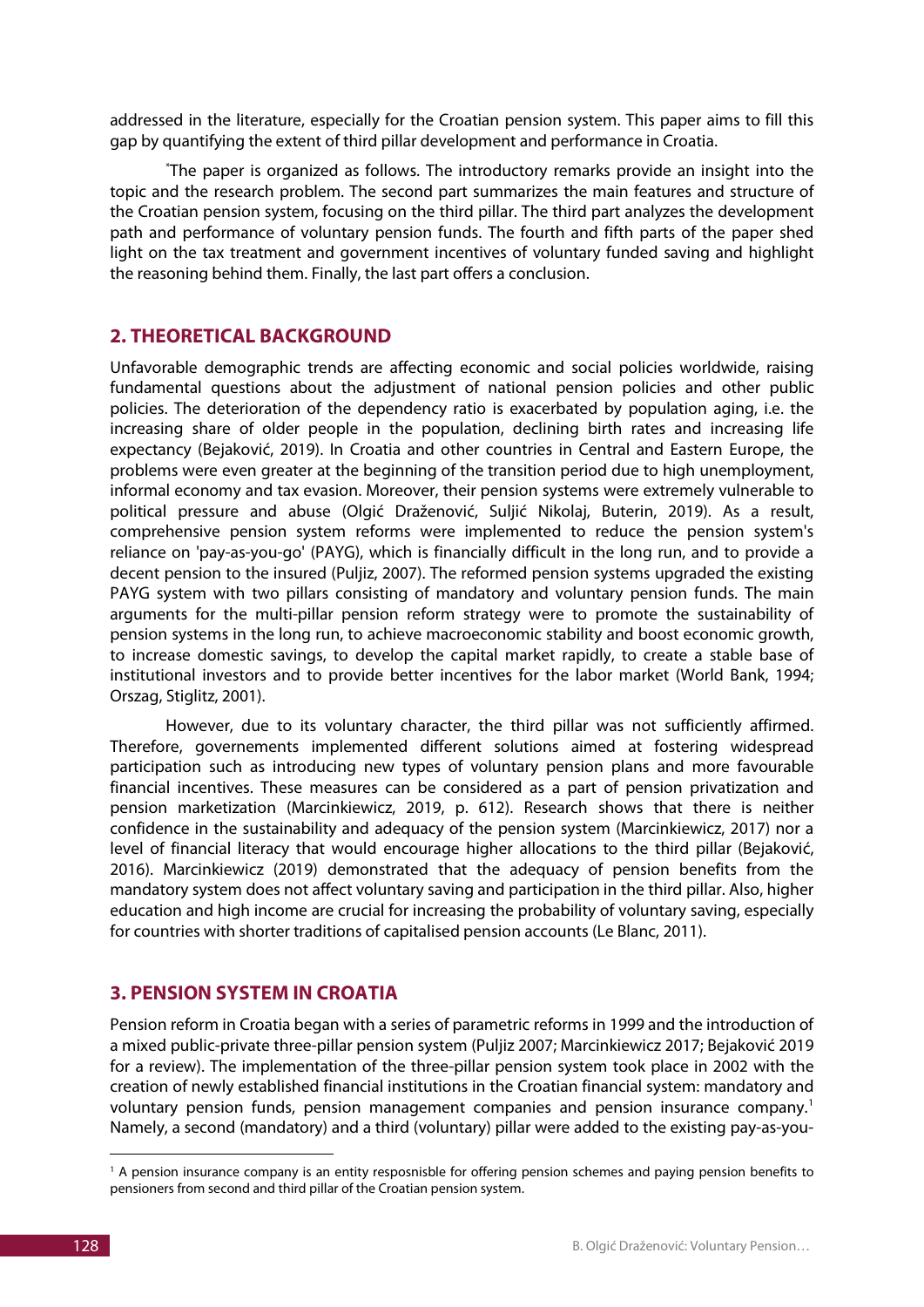addressed in the literature, especially for the Croatian pension system. This paper aims to fill this gap by quantifying the extent of third pillar development and performance in Croatia.

*The paper is organized as follows. The introductory remarks provide an insight into the topic and the research problem. The second part summarizes the main features and structure of the Croatian pension system, focusing on the third pillar. The third part analyzes the development path and performance of voluntary pension funds. The fourth and fifth parts of the paper shed light on the tax treatment and government incentives of voluntary funded saving and highlight the reasoning behind them. Finally, the last part offers a conclusion.

## 2. THEORETICAL BACKGROUND

Unfavorable demographic trends are affecting economic and social policies worldwide, raising fundamental questions about the adjustment of national pension policies and other public policies. The deterioration of the dependency ratio is exacerbated by population aging, i.e. the increasing share of older people in the population, declining birth rates and increasing life expectancy (Bejaković, 2019). In Croatia and other countries in Central and Eastern Europe, the problems were even greater at the beginning of the transition period due to high unemployment, informal economy and tax evasion. Moreover, their pension systems were extremely vulnerable to political pressure and abuse (Olgić Draženović, Suljić Nikolaj, Buterin, 2019). As a result, comprehensive pension system reforms were implemented to reduce the pension system's reliance on 'pay-as-you-go' (PAYG), which is financially difficult in the long run, and to provide a decent pension to the insured (Puljiz, 2007). The reformed pension systems upgraded the existing PAYG system with two pillars consisting of mandatory and voluntary pension funds. The main arguments for the multi-pillar pension reform strategy were to promote the sustainability of pension systems in the long run, to achieve macroeconomic stability and boost economic growth, to increase domestic savings, to develop the capital market rapidly, to create a stable base of institutional investors and to provide better incentives for the labor market (World Bank, 1994; Orszag, Stiglitz, 2001).

However, due to its voluntary character, the third pillar was not sufficiently affirmed. Therefore, governements implemented different solutions aimed at fostering widespread participation such as introducing new types of voluntary pension plans and more favourable financial incentives. These measures can be considered as a part of pension privatization and pension marketization (Marcinkiewicz, 2019, p. 612). Research shows that there is neither confidence in the sustainability and adequacy of the pension system (Marcinkiewicz, 2017) nor a level of financial literacy that would encourage higher allocations to the third pillar (Bejaković, 2016). Marcinkiewicz (2019) demonstrated that the adequacy of pension benefits from the mandatory system does not affect voluntary saving and participation in the third pillar. Also, higher education and high income are crucial for increasing the probability of voluntary saving, especially for countries with shorter traditions of capitalised pension accounts (Le Blanc, 2011).

## 3. PENSION SYSTEM IN CROATIA

Pension reform in Croatia began with a series of parametric reforms in 1999 and the introduction of a mixed public-private three-pillar pension system (Puljiz 2007; Marcinkiewicz 2017; Bejaković 2019 for a review). The implementation of the three-pillar pension system took place in 2002 with the creation of newly established financial institutions in the Croatian financial system: mandatory and voluntary pension funds, pension management companies and pension insurance company.[1] Namely, a second (mandatory) and a third (voluntary) pillar were added to the existing pay-as-you-

[1] A pension insurance company is an entity resposnisble for offering pension schemes and paying pension benefits to pensioners from second and third pillar of the Croatian pension system.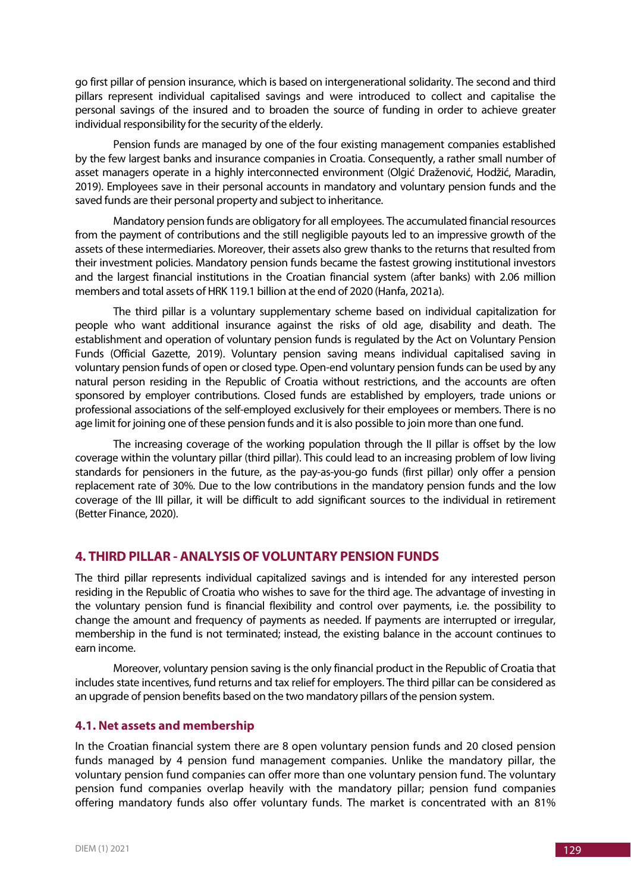go first pillar of pension insurance, which is based on intergenerational solidarity. The second and third pillars represent individual capitalised savings and were introduced to collect and capitalise the personal savings of the insured and to broaden the source of funding in order to achieve greater individual responsibility for the security of the elderly.

Pension funds are managed by one of the four existing management companies established by the few largest banks and insurance companies in Croatia. Consequently, a rather small number of asset managers operate in a highly interconnected environment (Olgić Draženović, Hodžić, Maradin, 2019). Employees save in their personal accounts in mandatory and voluntary pension funds and the saved funds are their personal property and subject to inheritance.

Mandatory pension funds are obligatory for all employees. The accumulated financial resources from the payment of contributions and the still negligible payouts led to an impressive growth of the assets of these intermediaries. Moreover, their assets also grew thanks to the returns that resulted from their investment policies. Mandatory pension funds became the fastest growing institutional investors and the largest financial institutions in the Croatian financial system (after banks) with 2.06 million members and total assets of HRK 119.1 billion at the end of 2020 (Hanfa, 2021a).

The third pillar is a voluntary supplementary scheme based on individual capitalization for people who want additional insurance against the risks of old age, disability and death. The establishment and operation of voluntary pension funds is regulated by the Act on Voluntary Pension Funds (Official Gazette, 2019). Voluntary pension saving means individual capitalised saving in voluntary pension funds of open or closed type. Open-end voluntary pension funds can be used by any natural person residing in the Republic of Croatia without restrictions, and the accounts are often sponsored by employer contributions. Closed funds are established by employers, trade unions or professional associations of the self-employed exclusively for their employees or members. There is no age limit for joining one of these pension funds and it is also possible to join more than one fund.

The increasing coverage of the working population through the II pillar is offset by the low coverage within the voluntary pillar (third pillar). This could lead to an increasing problem of low living standards for pensioners in the future, as the pay-as-you-go funds (first pillar) only offer a pension replacement rate of 30%. Due to the low contributions in the mandatory pension funds and the low coverage of the III pillar, it will be difficult to add significant sources to the individual in retirement (Better Finance, 2020).

## 4. THIRD PILLAR - ANALYSIS OF VOLUNTARY PENSION FUNDS

The third pillar represents individual capitalized savings and is intended for any interested person residing in the Republic of Croatia who wishes to save for the third age. The advantage of investing in the voluntary pension fund is financial flexibility and control over payments, i.e. the possibility to change the amount and frequency of payments as needed. If payments are interrupted or irregular, membership in the fund is not terminated; instead, the existing balance in the account continues to earn income.

Moreover, voluntary pension saving is the only financial product in the Republic of Croatia that includes state incentives, fund returns and tax relief for employers. The third pillar can be considered as an upgrade of pension benefits based on the two mandatory pillars of the pension system.

### 4.1. Net assets and membership

In the Croatian financial system there are 8 open voluntary pension funds and 20 closed pension funds managed by 4 pension fund management companies. Unlike the mandatory pillar, the voluntary pension fund companies can offer more than one voluntary pension fund. The voluntary pension fund companies overlap heavily with the mandatory pillar; pension fund companies offering mandatory funds also offer voluntary funds. The market is concentrated with an 81%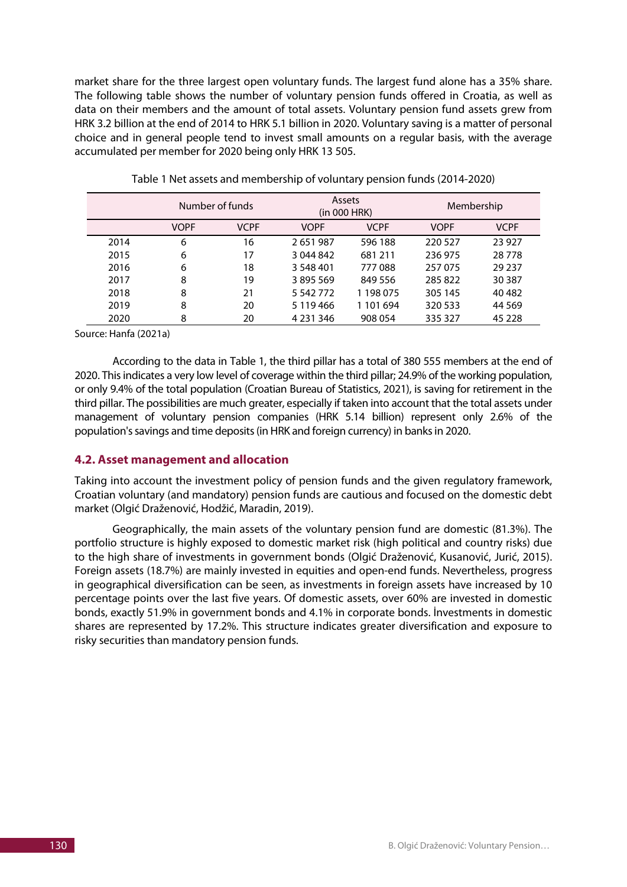market share for the three largest open voluntary funds. The largest fund alone has a 35% share. The following table shows the number of voluntary pension funds offered in Croatia, as well as data on their members and the amount of total assets. Voluntary pension fund assets grew from HRK 3.2 billion at the end of 2014 to HRK 5.1 billion in 2020. Voluntary saving is a matter of personal choice and in general people tend to invest small amounts on a regular basis, with the average accumulated per member for 2020 being only HRK 13 505.

Table 1 Net assets and membership of voluntary pension funds (2014-2020)

| | Number of funds | | Assets (in 000 HRK) | | Membership | |
|---|---|---|---|---|---|---|
| | VOPF | VCPF | VOPF | VCPF | VOPF | VCPF |
| 2014 | 6 | 16 | 2 651 987 | 596 188 | 220 527 | 23 927 |
| 2015 | 6 | 17 | 3 044 842 | 681 211 | 236 975 | 28 778 |
| 2016 | 6 | 18 | 3 548 401 | 777 088 | 257 075 | 29 237 |
| 2017 | 8 | 19 | 3 895 569 | 849 556 | 285 822 | 30 387 |
| 2018 | 8 | 21 | 5 542 772 | 1 198 075 | 305 145 | 40 482 |
| 2019 | 8 | 20 | 5 119 466 | 1 101 694 | 320 533 | 44 569 |
| 2020 | 8 | 20 | 4 231 346 | 908 054 | 335 327 | 45 228 |

Source: Hanfa (2021a)

According to the data in Table 1, the third pillar has a total of 380 555 members at the end of 2020. This indicates a very low level of coverage within the third pillar; 24.9% of the working population, or only 9.4% of the total population (Croatian Bureau of Statistics, 2021), is saving for retirement in the third pillar. The possibilities are much greater, especially if taken into account that the total assets under management of voluntary pension companies (HRK 5.14 billion) represent only 2.6% of the population's savings and time deposits (in HRK and foreign currency) in banks in 2020.

### 4.2. Asset management and allocation

Taking into account the investment policy of pension funds and the given regulatory framework, Croatian voluntary (and mandatory) pension funds are cautious and focused on the domestic debt market (Olgić Draženović, Hodžić, Maradin, 2019).

Geographically, the main assets of the voluntary pension fund are domestic (81.3%). The portfolio structure is highly exposed to domestic market risk (high political and country risks) due to the high share of investments in government bonds (Olgić Draženović, Kusanović, Jurić, 2015). Foreign assets (18.7%) are mainly invested in equities and open-end funds. Nevertheless, progress in geographical diversification can be seen, as investments in foreign assets have increased by 10 percentage points over the last five years. Of domestic assets, over 60% are invested in domestic bonds, exactly 51.9% in government bonds and 4.1% in corporate bonds. İnvestments in domestic shares are represented by 17.2%. This structure indicates greater diversification and exposure to risky securities than mandatory pension funds.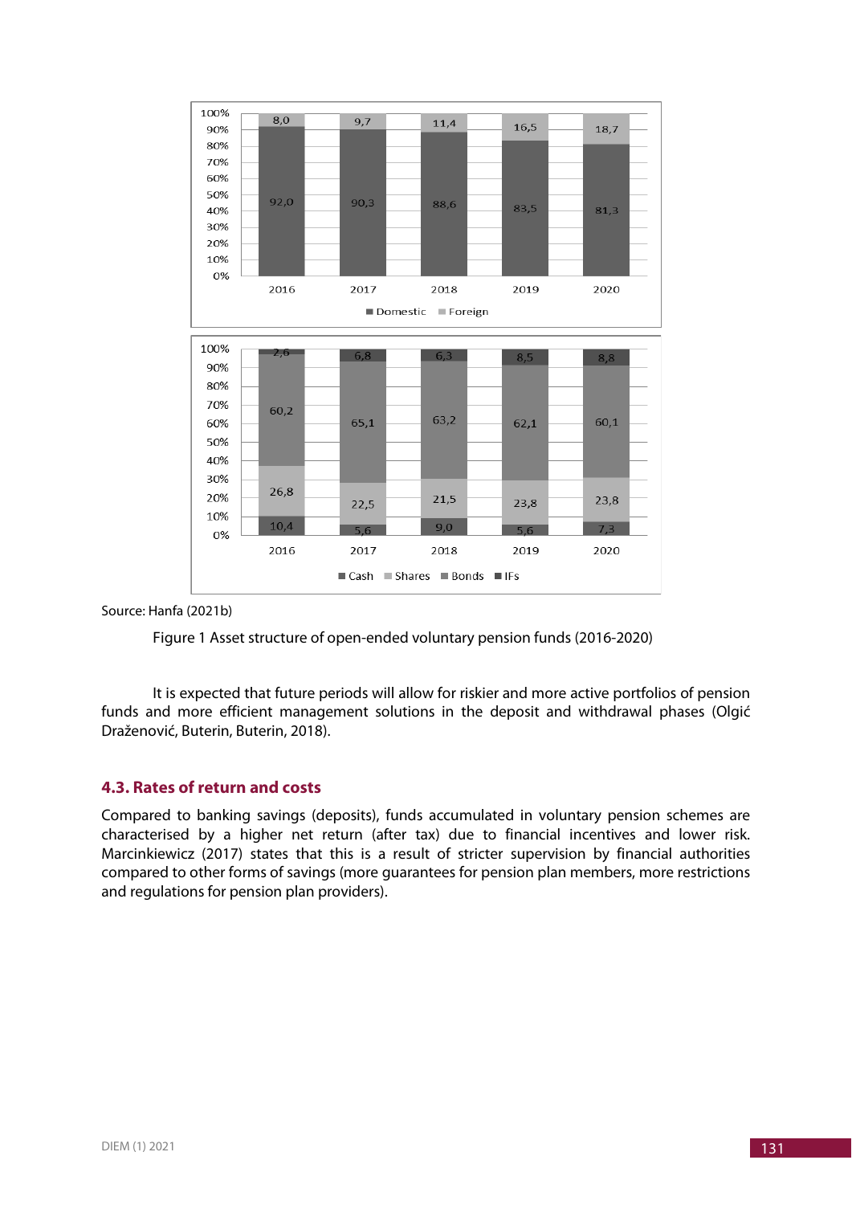Source: Hanfa (2021b)

Figure 1 Asset structure of open-ended voluntary pension funds (2016-2020)

It is expected that future periods will allow for riskier and more active portfolios of pension funds and more efficient management solutions in the deposit and withdrawal phases (Olgić Draženović, Buterin, Buterin, 2018).

### 4.3. Rates of return and costs

Compared to banking savings (deposits), funds accumulated in voluntary pension schemes are characterised by a higher net return (after tax) due to financial incentives and lower risk. Marcinkiewicz (2017) states that this is a result of stricter supervision by financial authorities compared to other forms of savings (more guarantees for pension plan members, more restrictions and regulations for pension plan providers).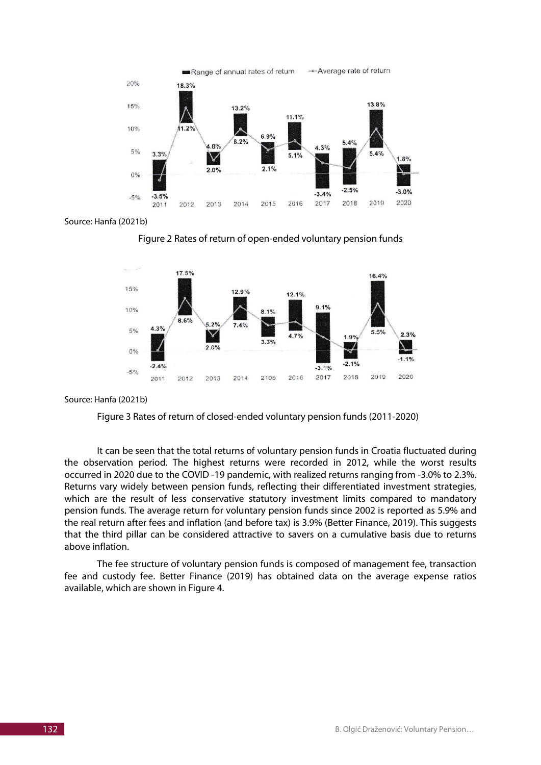Source: Hanfa (2021b)

Figure 2 Rates of return of open-ended voluntary pension funds

Source: Hanfa (2021b)

Figure 3 Rates of return of closed-ended voluntary pension funds (2011-2020)

It can be seen that the total returns of voluntary pension funds in Croatia fluctuated during the observation period. The highest returns were recorded in 2012, while the worst results occurred in 2020 due to the COVID -19 pandemic, with realized returns ranging from -3.0% to 2.3%. Returns vary widely between pension funds, reflecting their differentiated investment strategies, which are the result of less conservative statutory investment limits compared to mandatory pension funds. The average return for voluntary pension funds since 2002 is reported as 5.9% and the real return after fees and inflation (and before tax) is 3.9% (Better Finance, 2019). This suggests that the third pillar can be considered attractive to savers on a cumulative basis due to returns above inflation.

The fee structure of voluntary pension funds is composed of management fee, transaction fee and custody fee. Better Finance (2019) has obtained data on the average expense ratios available, which are shown in Figure 4.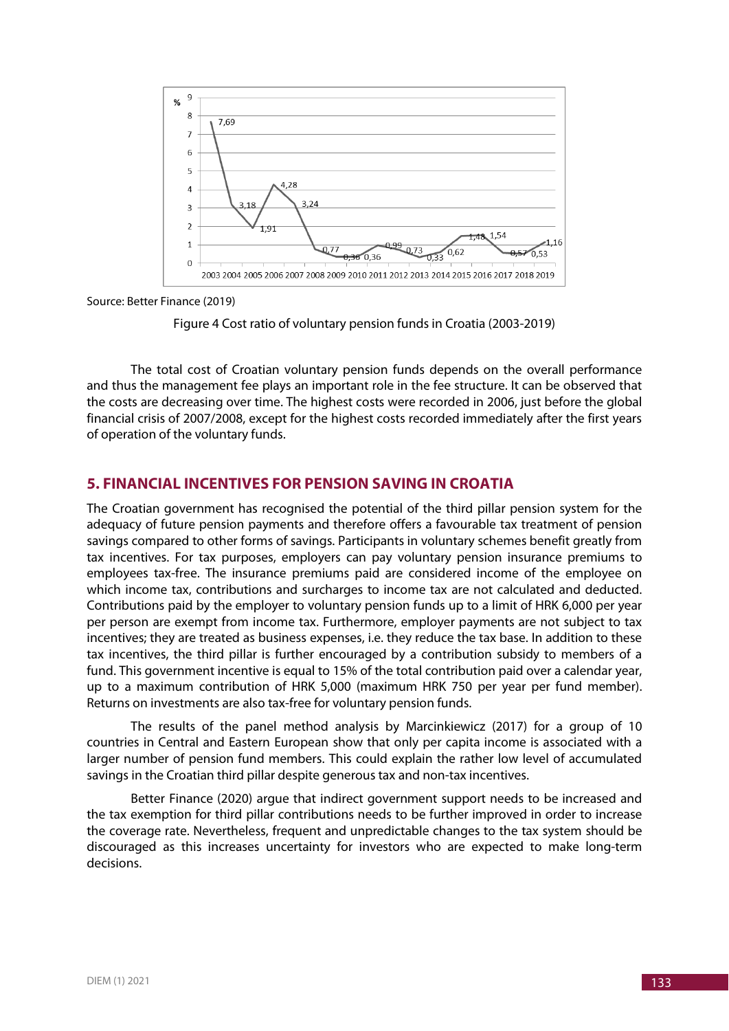Source: Better Finance (2019)

Figure 4 Cost ratio of voluntary pension funds in Croatia (2003-2019)

The total cost of Croatian voluntary pension funds depends on the overall performance and thus the management fee plays an important role in the fee structure. It can be observed that the costs are decreasing over time. The highest costs were recorded in 2006, just before the global financial crisis of 2007/2008, except for the highest costs recorded immediately after the first years of operation of the voluntary funds.

## 5. FINANCIAL INCENTIVES FOR PENSION SAVING IN CROATIA

The Croatian government has recognised the potential of the third pillar pension system for the adequacy of future pension payments and therefore offers a favourable tax treatment of pension savings compared to other forms of savings. Participants in voluntary schemes benefit greatly from tax incentives. For tax purposes, employers can pay voluntary pension insurance premiums to employees tax-free. The insurance premiums paid are considered income of the employee on which income tax, contributions and surcharges to income tax are not calculated and deducted. Contributions paid by the employer to voluntary pension funds up to a limit of HRK 6,000 per year per person are exempt from income tax. Furthermore, employer payments are not subject to tax incentives; they are treated as business expenses, i.e. they reduce the tax base. In addition to these tax incentives, the third pillar is further encouraged by a contribution subsidy to members of a fund. This government incentive is equal to 15% of the total contribution paid over a calendar year, up to a maximum contribution of HRK 5,000 (maximum HRK 750 per year per fund member). Returns on investments are also tax-free for voluntary pension funds.

The results of the panel method analysis by Marcinkiewicz (2017) for a group of 10 countries in Central and Eastern European show that only per capita income is associated with a larger number of pension fund members. This could explain the rather low level of accumulated savings in the Croatian third pillar despite generous tax and non-tax incentives.

Better Finance (2020) argue that indirect government support needs to be increased and the tax exemption for third pillar contributions needs to be further improved in order to increase the coverage rate. Nevertheless, frequent and unpredictable changes to the tax system should be discouraged as this increases uncertainty for investors who are expected to make long-term decisions.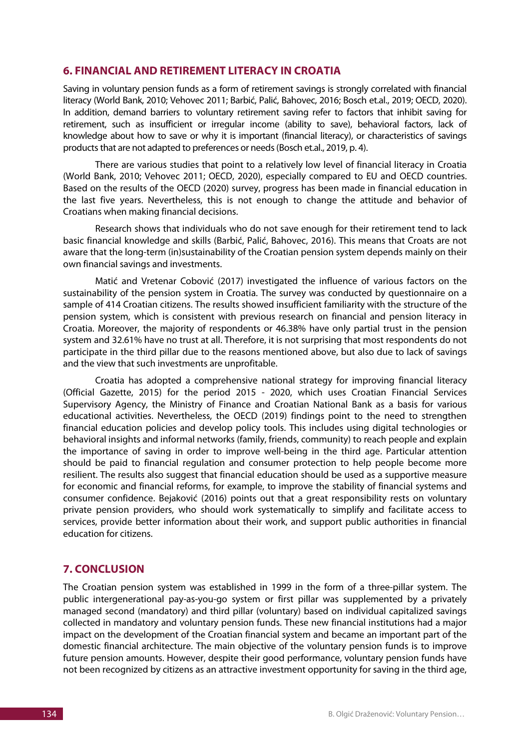## 6. FINANCIAL AND RETIREMENT LITERACY IN CROATIA

Saving in voluntary pension funds as a form of retirement savings is strongly correlated with financial literacy (World Bank, 2010; Vehovec 2011; Barbić, Palić, Bahovec, 2016; Bosch et.al., 2019; OECD, 2020). In addition, demand barriers to voluntary retirement saving refer to factors that inhibit saving for retirement, such as insufficient or irregular income (ability to save), behavioral factors, lack of knowledge about how to save or why it is important (financial literacy), or characteristics of savings products that are not adapted to preferences or needs (Bosch et.al., 2019, p. 4).

There are various studies that point to a relatively low level of financial literacy in Croatia (World Bank, 2010; Vehovec 2011; OECD, 2020), especially compared to EU and OECD countries. Based on the results of the OECD (2020) survey, progress has been made in financial education in the last five years. Nevertheless, this is not enough to change the attitude and behavior of Croatians when making financial decisions.

Research shows that individuals who do not save enough for their retirement tend to lack basic financial knowledge and skills (Barbić, Palić, Bahovec, 2016). This means that Croats are not aware that the long-term (in)sustainability of the Croatian pension system depends mainly on their own financial savings and investments.

Matić and Vretenar Cobović (2017) investigated the influence of various factors on the sustainability of the pension system in Croatia. The survey was conducted by questionnaire on a sample of 414 Croatian citizens. The results showed insufficient familiarity with the structure of the pension system, which is consistent with previous research on financial and pension literacy in Croatia. Moreover, the majority of respondents or 46.38% have only partial trust in the pension system and 32.61% have no trust at all. Therefore, it is not surprising that most respondents do not participate in the third pillar due to the reasons mentioned above, but also due to lack of savings and the view that such investments are unprofitable.

Croatia has adopted a comprehensive national strategy for improving financial literacy (Official Gazette, 2015) for the period 2015 - 2020, which uses Croatian Financial Services Supervisory Agency, the Ministry of Finance and Croatian National Bank as a basis for various educational activities. Nevertheless, the OECD (2019) findings point to the need to strengthen financial education policies and develop policy tools. This includes using digital technologies or behavioral insights and informal networks (family, friends, community) to reach people and explain the importance of saving in order to improve well-being in the third age. Particular attention should be paid to financial regulation and consumer protection to help people become more resilient. The results also suggest that financial education should be used as a supportive measure for economic and financial reforms, for example, to improve the stability of financial systems and consumer confidence. Bejaković (2016) points out that a great responsibility rests on voluntary private pension providers, who should work systematically to simplify and facilitate access to services, provide better information about their work, and support public authorities in financial education for citizens.

## 7. CONCLUSION

The Croatian pension system was established in 1999 in the form of a three-pillar system. The public intergenerational pay-as-you-go system or first pillar was supplemented by a privately managed second (mandatory) and third pillar (voluntary) based on individual capitalized savings collected in mandatory and voluntary pension funds. These new financial institutions had a major impact on the development of the Croatian financial system and became an important part of the domestic financial architecture. The main objective of the voluntary pension funds is to improve future pension amounts. However, despite their good performance, voluntary pension funds have not been recognized by citizens as an attractive investment opportunity for saving in the third age,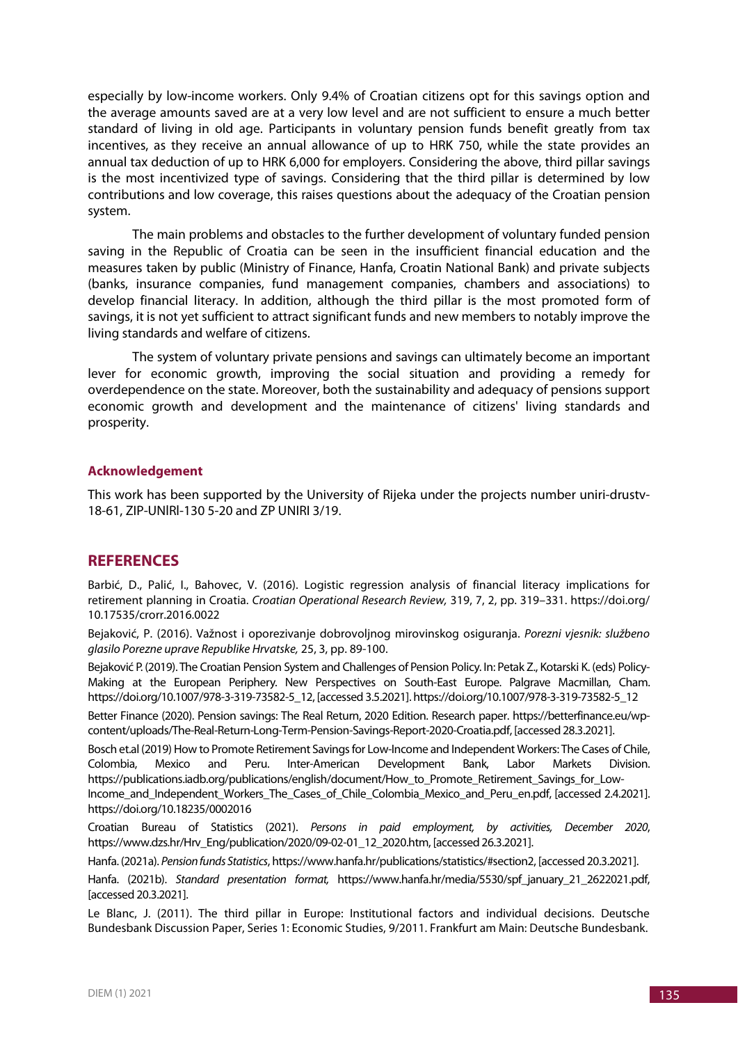especially by low-income workers. Only 9.4% of Croatian citizens opt for this savings option and the average amounts saved are at a very low level and are not sufficient to ensure a much better standard of living in old age. Participants in voluntary pension funds benefit greatly from tax incentives, as they receive an annual allowance of up to HRK 750, while the state provides an annual tax deduction of up to HRK 6,000 for employers. Considering the above, third pillar savings is the most incentivized type of savings. Considering that the third pillar is determined by low contributions and low coverage, this raises questions about the adequacy of the Croatian pension system.

The main problems and obstacles to the further development of voluntary funded pension saving in the Republic of Croatia can be seen in the insufficient financial education and the measures taken by public (Ministry of Finance, Hanfa, Croatin National Bank) and private subjects (banks, insurance companies, fund management companies, chambers and associations) to develop financial literacy. In addition, although the third pillar is the most promoted form of savings, it is not yet sufficient to attract significant funds and new members to notably improve the living standards and welfare of citizens.

The system of voluntary private pensions and savings can ultimately become an important lever for economic growth, improving the social situation and providing a remedy for overdependence on the state. Moreover, both the sustainability and adequacy of pensions support economic growth and development and the maintenance of citizens' living standards and prosperity.

### Acknowledgement

This work has been supported by the University of Rijeka under the projects number uniri-drustv-18-61, ZIP-UNIRI-130 5-20 and ZP UNIRI 3/19.

## REFERENCES

Barbić, D., Palić, I., Bahovec, V. (2016). Logistic regression analysis of financial literacy implications for retirement planning in Croatia. *Croatian Operational Research Review,* 319, 7, 2, pp. 319–331. https://doi.org/10.17535/crorr.2016.0022

Bejaković, P. (2016). Važnost i oporezivanje dobrovoljnog mirovinskog osiguranja. *Porezni vjesnik: službeno glasilo Porezne uprave Republike Hrvatske,* 25, 3, pp. 89-100.

Bejaković P. (2019). The Croatian Pension System and Challenges of Pension Policy. In: Petak Z., Kotarski K. (eds) Policy-Making at the European Periphery. New Perspectives on South-East Europe. Palgrave Macmillan, Cham. https://doi.org/10.1007/978-3-319-73582-5_12, [accessed 3.5.2021]. https://doi.org/10.1007/978-3-319-73582-5_12

Better Finance (2020). Pension savings: The Real Return, 2020 Edition. Research paper. https://betterfinance.eu/wp-content/uploads/The-Real-Return-Long-Term-Pension-Savings-Report-2020-Croatia.pdf, [accessed 28.3.2021].

Bosch et.al (2019) How to Promote Retirement Savings for Low-Income and Independent Workers: The Cases of Chile, Colombia, Mexico and Peru. Inter-American Development Bank, Labor Markets Division. https://publications.iadb.org/publications/english/document/How_to_Promote_Retirement_Savings_for_Low-Income_and_Independent_Workers_The_Cases_of_Chile_Colombia_Mexico_and_Peru_en.pdf, [accessed 2.4.2021]. https://doi.org/10.18235/0002016

Croatian Bureau of Statistics (2021). *Persons in paid employment, by activities, December 2020*, https://www.dzs.hr/Hrv_Eng/publication/2020/09-02-01_12_2020.htm, [accessed 26.3.2021].

Hanfa. (2021a). *Pension funds Statistics*, https://www.hanfa.hr/publications/statistics/#section2, [accessed 20.3.2021].

Hanfa. (2021b). *Standard presentation format,* https://www.hanfa.hr/media/5530/spf_january_21_2622021.pdf, [accessed 20.3.2021].

Le Blanc, J. (2011). The third pillar in Europe: Institutional factors and individual decisions. Deutsche Bundesbank Discussion Paper, Series 1: Economic Studies, 9/2011. Frankfurt am Main: Deutsche Bundesbank.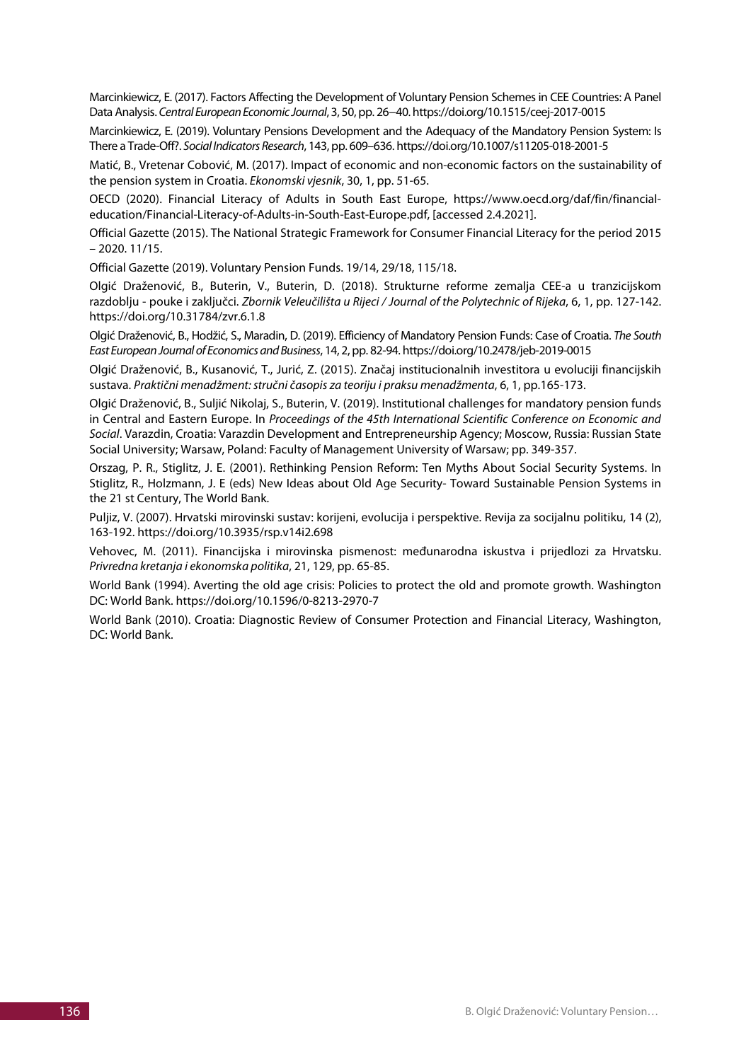Marcinkiewicz, E. (2017). Factors Affecting the Development of Voluntary Pension Schemes in CEE Countries: A Panel Data Analysis. *Central European Economic Journal*, 3, 50, pp. 26–40. https://doi.org/10.1515/ceej-2017-0015

Marcinkiewicz, E. (2019). Voluntary Pensions Development and the Adequacy of the Mandatory Pension System: Is There a Trade-Off?. *Social Indicators Research*, 143, pp. 609–636. https://doi.org/10.1007/s11205-018-2001-5

Matić, B., Vretenar Cobović, M. (2017). Impact of economic and non-economic factors on the sustainability of the pension system in Croatia. *Ekonomski vjesnik*, 30, 1, pp. 51-65.

OECD (2020). Financial Literacy of Adults in South East Europe, https://www.oecd.org/daf/fin/financial-education/Financial-Literacy-of-Adults-in-South-East-Europe.pdf, [accessed 2.4.2021].

Official Gazette (2015). The National Strategic Framework for Consumer Financial Literacy for the period 2015 – 2020. 11/15.

Official Gazette (2019). Voluntary Pension Funds. 19/14, 29/18, 115/18.

Olgić Draženović, B., Buterin, V., Buterin, D. (2018). Strukturne reforme zemalja CEE-a u tranzicijskom razdoblju - pouke i zaključci. *Zbornik Veleučilišta u Rijeci / Journal of the Polytechnic of Rijeka*, 6, 1, pp. 127-142. https://doi.org/10.31784/zvr.6.1.8

Olgić Draženović, B., Hodžić, S., Maradin, D. (2019). Efficiency of Mandatory Pension Funds: Case of Croatia. *The South East European Journal of Economics and Business*, 14, 2, pp. 82-94. https://doi.org/10.2478/jeb-2019-0015

Olgić Draženović, B., Kusanović, T., Jurić, Z. (2015). Značaj institucionalnih investitora u evoluciji financijskih sustava. *Praktični menadžment: stručni časopis za teoriju i praksu menadžmenta*, 6, 1, pp.165-173.

Olgić Draženović, B., Suljić Nikolaj, S., Buterin, V. (2019). Institutional challenges for mandatory pension funds in Central and Eastern Europe. In *Proceedings of the 45th International Scientific Conference on Economic and Social*. Varazdin, Croatia: Varazdin Development and Entrepreneurship Agency; Moscow, Russia: Russian State Social University; Warsaw, Poland: Faculty of Management University of Warsaw; pp. 349-357.

Orszag, P. R., Stiglitz, J. E. (2001). Rethinking Pension Reform: Ten Myths About Social Security Systems. In Stiglitz, R., Holzmann, J. E (eds) New Ideas about Old Age Security- Toward Sustainable Pension Systems in the 21 st Century, The World Bank.

Puljiz, V. (2007). Hrvatski mirovinski sustav: korijeni, evolucija i perspektive. Revija za socijalnu politiku, 14 (2), 163-192. https://doi.org/10.3935/rsp.v14i2.698

Vehovec, M. (2011). Financijska i mirovinska pismenost: međunarodna iskustva i prijedlozi za Hrvatsku. *Privredna kretanja i ekonomska politika*, 21, 129, pp. 65-85.

World Bank (1994). Averting the old age crisis: Policies to protect the old and promote growth. Washington DC: World Bank. https://doi.org/10.1596/0-8213-2970-7

World Bank (2010). Croatia: Diagnostic Review of Consumer Protection and Financial Literacy, Washington, DC: World Bank.